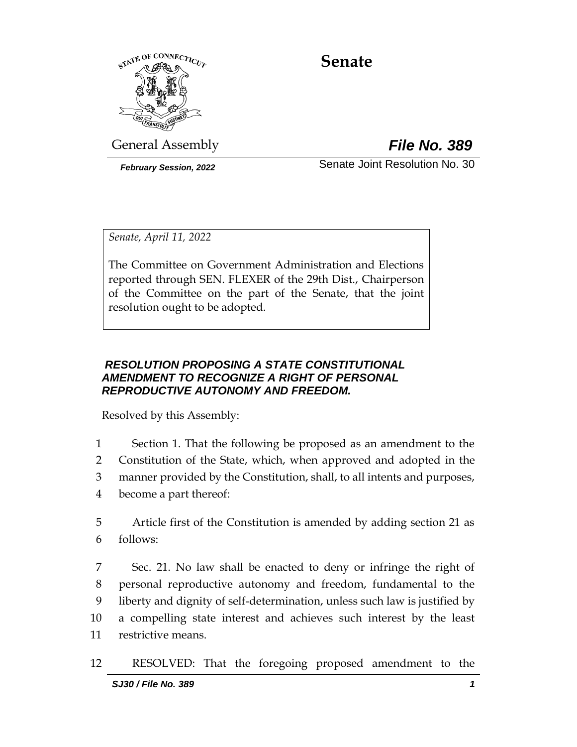# Senate

General Assembly

***File No. 389***

***February Session, 2022***

Senate Joint Resolution No. 30

*Senate, April 11, 2022*

The Committee on Government Administration and Elections reported through SEN. FLEXER of the 29th Dist., Chairperson of the Committee on the part of the Senate, that the joint resolution ought to be adopted.

***RESOLUTION PROPOSING A STATE CONSTITUTIONAL AMENDMENT TO RECOGNIZE A RIGHT OF PERSONAL REPRODUCTIVE AUTONOMY AND FREEDOM.***

Resolved by this Assembly:

1 Section 1. That the following be proposed as an amendment to the
2 Constitution of the State, which, when approved and adopted in the
3 manner provided by the Constitution, shall, to all intents and purposes,
4 become a part thereof:

5 Article first of the Constitution is amended by adding section 21 as
6 follows:

7 Sec. 21. No law shall be enacted to deny or infringe the right of
8 personal reproductive autonomy and freedom, fundamental to the
9 liberty and dignity of self-determination, unless such law is justified by
10 a compelling state interest and achieves such interest by the least
11 restrictive means.

12 RESOLVED: That the foregoing proposed amendment to the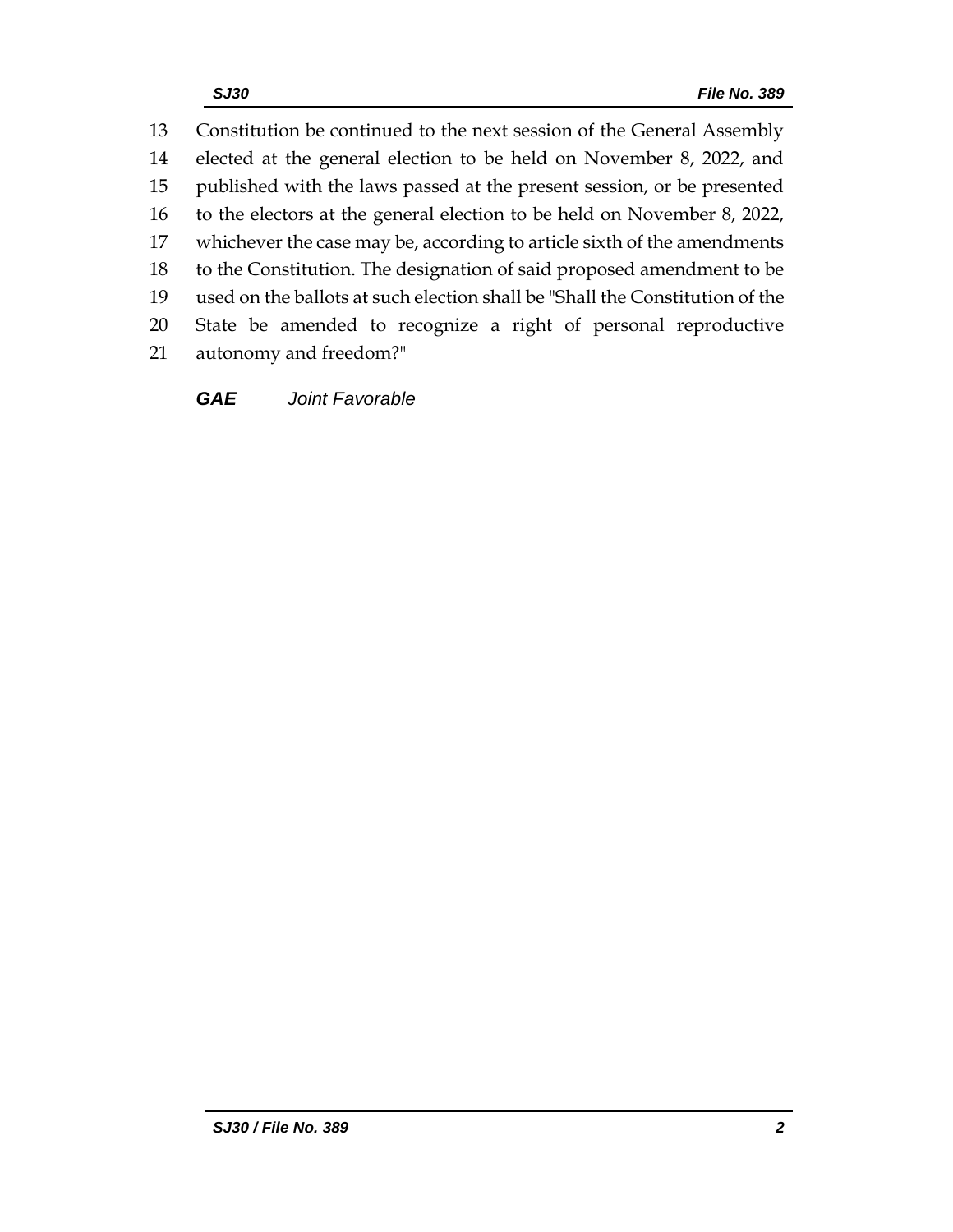13 Constitution be continued to the next session of the General Assembly
14 elected at the general election to be held on November 8, 2022, and
15 published with the laws passed at the present session, or be presented
16 to the electors at the general election to be held on November 8, 2022,
17 whichever the case may be, according to article sixth of the amendments
18 to the Constitution. The designation of said proposed amendment to be
19 used on the ballots at such election shall be "Shall the Constitution of the
20 State be amended to recognize a right of personal reproductive
21 autonomy and freedom?"

***GAE*** *Joint Favorable*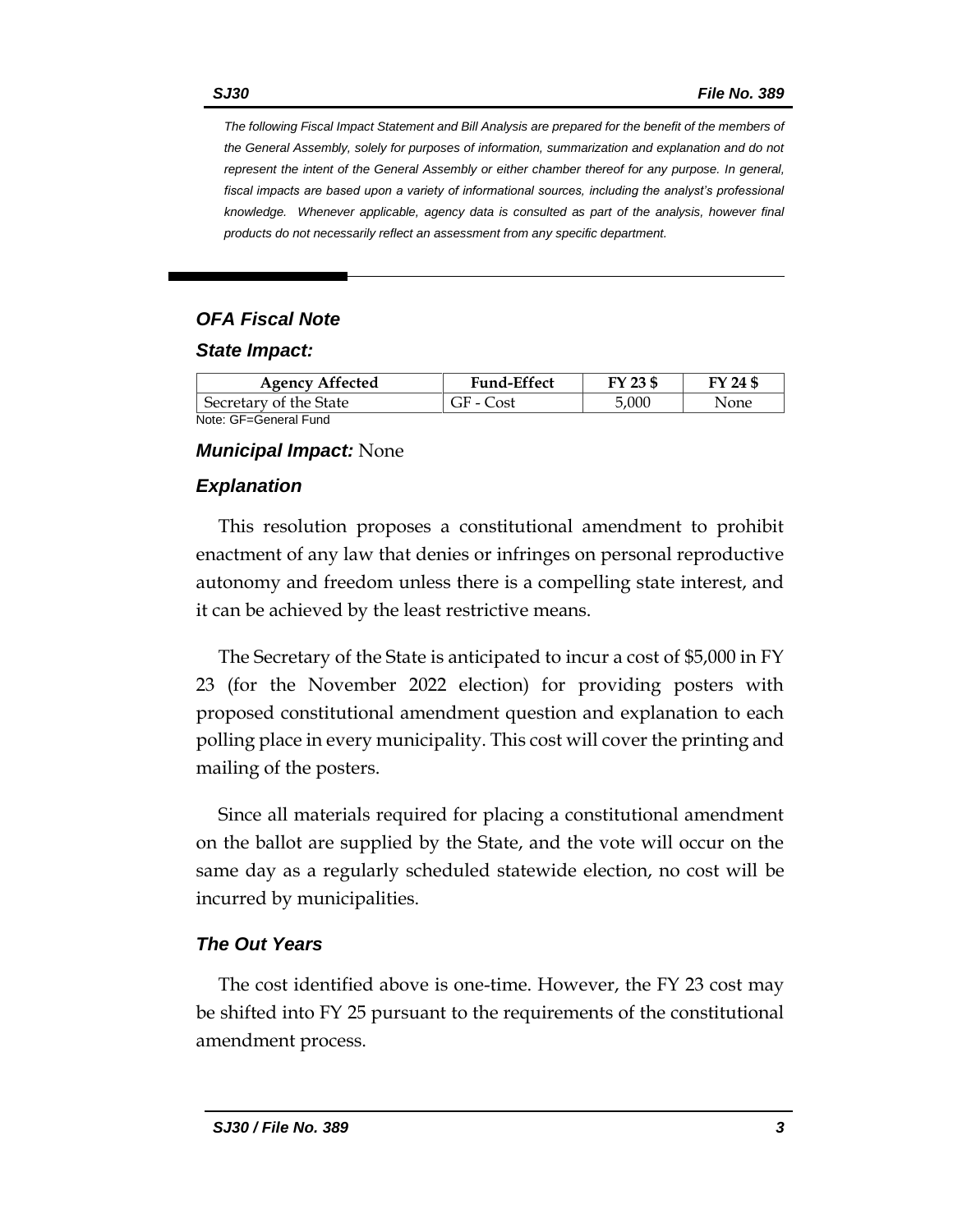*The following Fiscal Impact Statement and Bill Analysis are prepared for the benefit of the members of the General Assembly, solely for purposes of information, summarization and explanation and do not represent the intent of the General Assembly or either chamber thereof for any purpose. In general, fiscal impacts are based upon a variety of informational sources, including the analyst's professional knowledge. Whenever applicable, agency data is consulted as part of the analysis, however final products do not necessarily reflect an assessment from any specific department.*

## *OFA Fiscal Note*

### *State Impact:*

| Agency Affected | Fund-Effect | FY 23 $ | FY 24 $ |
|---|---|---|---|
| Secretary of the State | GF - Cost | 5,000 | None |

Note: GF=General Fund

***Municipal Impact:*** None

### *Explanation*

This resolution proposes a constitutional amendment to prohibit enactment of any law that denies or infringes on personal reproductive autonomy and freedom unless there is a compelling state interest, and it can be achieved by the least restrictive means.

The Secretary of the State is anticipated to incur a cost of $5,000 in FY 23 (for the November 2022 election) for providing posters with proposed constitutional amendment question and explanation to each polling place in every municipality. This cost will cover the printing and mailing of the posters.

Since all materials required for placing a constitutional amendment on the ballot are supplied by the State, and the vote will occur on the same day as a regularly scheduled statewide election, no cost will be incurred by municipalities.

### *The Out Years*

The cost identified above is one-time. However, the FY 23 cost may be shifted into FY 25 pursuant to the requirements of the constitutional amendment process.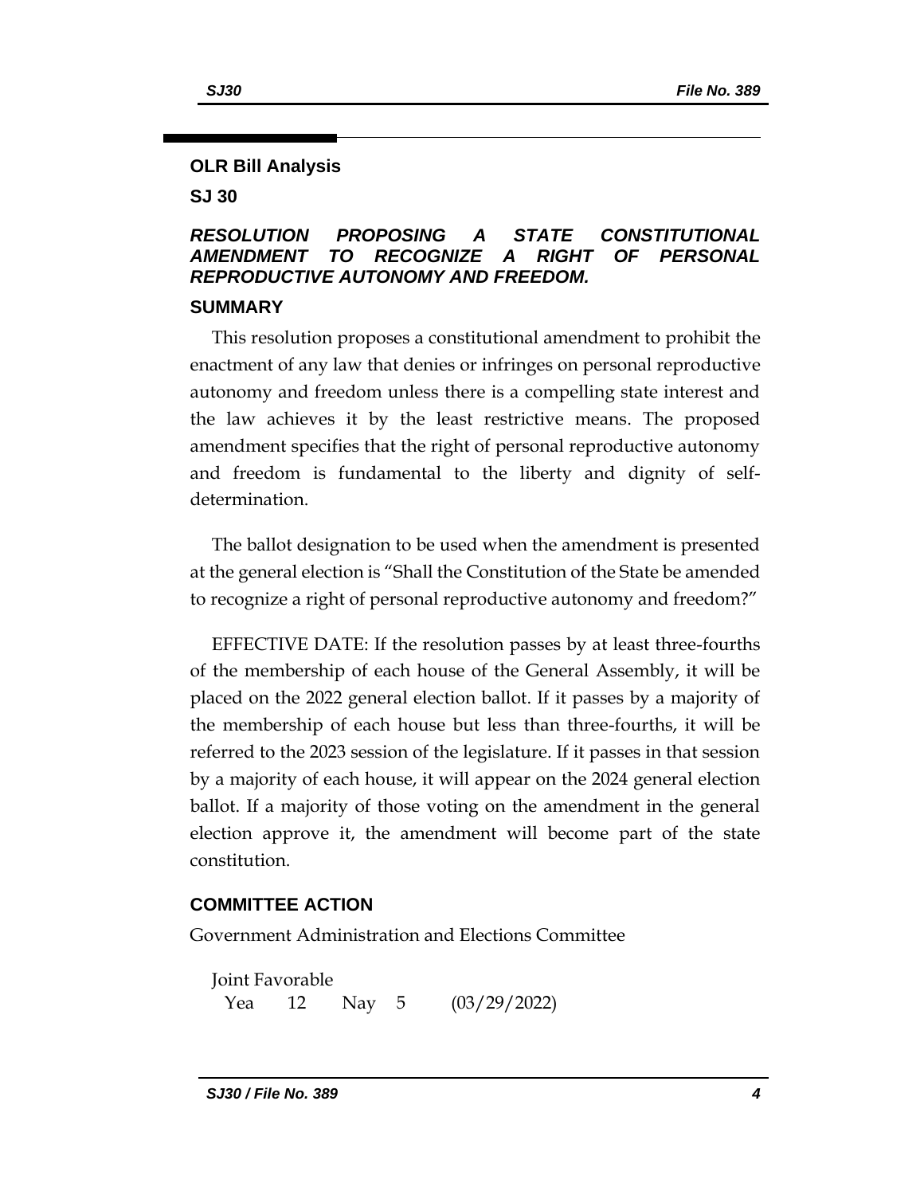## OLR Bill Analysis

## SJ 30

### *RESOLUTION PROPOSING A STATE CONSTITUTIONAL AMENDMENT TO RECOGNIZE A RIGHT OF PERSONAL REPRODUCTIVE AUTONOMY AND FREEDOM.*

### SUMMARY

This resolution proposes a constitutional amendment to prohibit the enactment of any law that denies or infringes on personal reproductive autonomy and freedom unless there is a compelling state interest and the law achieves it by the least restrictive means. The proposed amendment specifies that the right of personal reproductive autonomy and freedom is fundamental to the liberty and dignity of self-determination.

The ballot designation to be used when the amendment is presented at the general election is "Shall the Constitution of the State be amended to recognize a right of personal reproductive autonomy and freedom?"

EFFECTIVE DATE: If the resolution passes by at least three-fourths of the membership of each house of the General Assembly, it will be placed on the 2022 general election ballot. If it passes by a majority of the membership of each house but less than three-fourths, it will be referred to the 2023 session of the legislature. If it passes in that session by a majority of each house, it will appear on the 2024 general election ballot. If a majority of those voting on the amendment in the general election approve it, the amendment will become part of the state constitution.

### COMMITTEE ACTION

Government Administration and Elections Committee

| | | | | |
|---|---|---|---|---|
| Joint Favorable | | | | |
| Yea | 12 | Nay | 5 | (03/29/2022) |